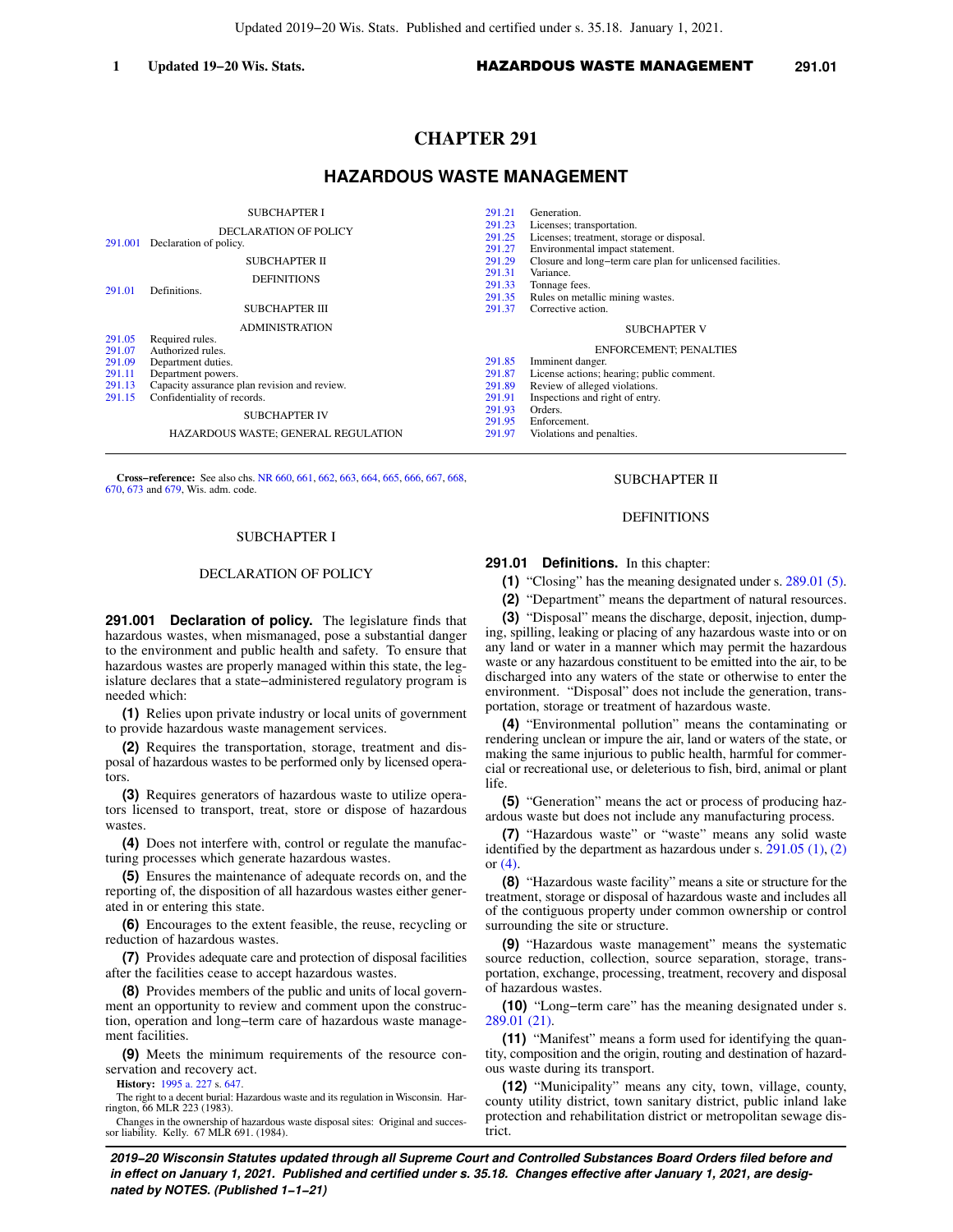# CHAPTER 291

## HAZARDOUS WASTE MANAGEMENT

SUBCHAPTER I

DECLARATION OF POLICY

291.001 Declaration of policy.

SUBCHAPTER II

DEFINITIONS

291.01 Definitions.

SUBCHAPTER III

ADMINISTRATION

291.05 Required rules.
291.07 Authorized rules.
291.09 Department duties.
291.11 Department powers.
291.13 Capacity assurance plan revision and review.
291.15 Confidentiality of records.

SUBCHAPTER IV

HAZARDOUS WASTE; GENERAL REGULATION

291.21 Generation.
291.23 Licenses; transportation.
291.25 Licenses; treatment, storage or disposal.
291.27 Environmental impact statement.
291.29 Closure and long−term care plan for unlicensed facilities.
291.31 Variance.
291.33 Tonnage fees.
291.35 Rules on metallic mining wastes.
291.37 Corrective action.

SUBCHAPTER V

ENFORCEMENT; PENALTIES

291.85 Imminent danger.
291.87 License actions; hearing; public comment.
291.89 Review of alleged violations.
291.91 Inspections and right of entry.
291.93 Orders.
291.95 Enforcement.
291.97 Violations and penalties.

---

**Cross−reference:** See also chs. NR 660, 661, 662, 663, 664, 665, 666, 667, 668, 670, 673 and 679, Wis. adm. code.

### SUBCHAPTER I

### DECLARATION OF POLICY

**291.001 Declaration of policy.** The legislature finds that hazardous wastes, when mismanaged, pose a substantial danger to the environment and public health and safety. To ensure that hazardous wastes are properly managed within this state, the legislature declares that a state−administered regulatory program is needed which:

**(1)** Relies upon private industry or local units of government to provide hazardous waste management services.

**(2)** Requires the transportation, storage, treatment and disposal of hazardous wastes to be performed only by licensed operators.

**(3)** Requires generators of hazardous waste to utilize operators licensed to transport, treat, store or dispose of hazardous wastes.

**(4)** Does not interfere with, control or regulate the manufacturing processes which generate hazardous wastes.

**(5)** Ensures the maintenance of adequate records on, and the reporting of, the disposition of all hazardous wastes either generated in or entering this state.

**(6)** Encourages to the extent feasible, the reuse, recycling or reduction of hazardous wastes.

**(7)** Provides adequate care and protection of disposal facilities after the facilities cease to accept hazardous wastes.

**(8)** Provides members of the public and units of local government an opportunity to review and comment upon the construction, operation and long−term care of hazardous waste management facilities.

**(9)** Meets the minimum requirements of the resource conservation and recovery act.

**History:** 1995 a. 227 s. 647.

The right to a decent burial: Hazardous waste and its regulation in Wisconsin. Harrington, 66 MLR 223 (1983).

Changes in the ownership of hazardous waste disposal sites: Original and successor liability. Kelly. 67 MLR 691. (1984).

### SUBCHAPTER II

### DEFINITIONS

**291.01 Definitions.** In this chapter:

**(1)** "Closing" has the meaning designated under s. 289.01 (5).

**(2)** "Department" means the department of natural resources.

**(3)** "Disposal" means the discharge, deposit, injection, dumping, spilling, leaking or placing of any hazardous waste into or on any land or water in a manner which may permit the hazardous waste or any hazardous constituent to be emitted into the air, to be discharged into any waters of the state or otherwise to enter the environment. "Disposal" does not include the generation, transportation, storage or treatment of hazardous waste.

**(4)** "Environmental pollution" means the contaminating or rendering unclean or impure the air, land or waters of the state, or making the same injurious to public health, harmful for commercial or recreational use, or deleterious to fish, bird, animal or plant life.

**(5)** "Generation" means the act or process of producing hazardous waste but does not include any manufacturing process.

**(7)** "Hazardous waste" or "waste" means any solid waste identified by the department as hazardous under s. 291.05 (1), (2) or (4).

**(8)** "Hazardous waste facility" means a site or structure for the treatment, storage or disposal of hazardous waste and includes all of the contiguous property under common ownership or control surrounding the site or structure.

**(9)** "Hazardous waste management" means the systematic source reduction, collection, source separation, storage, transportation, exchange, processing, treatment, recovery and disposal of hazardous wastes.

**(10)** "Long−term care" has the meaning designated under s. 289.01 (21).

**(11)** "Manifest" means a form used for identifying the quantity, composition and the origin, routing and destination of hazardous waste during its transport.

**(12)** "Municipality" means any city, town, village, county, county utility district, town sanitary district, public inland lake protection and rehabilitation district or metropolitan sewage district.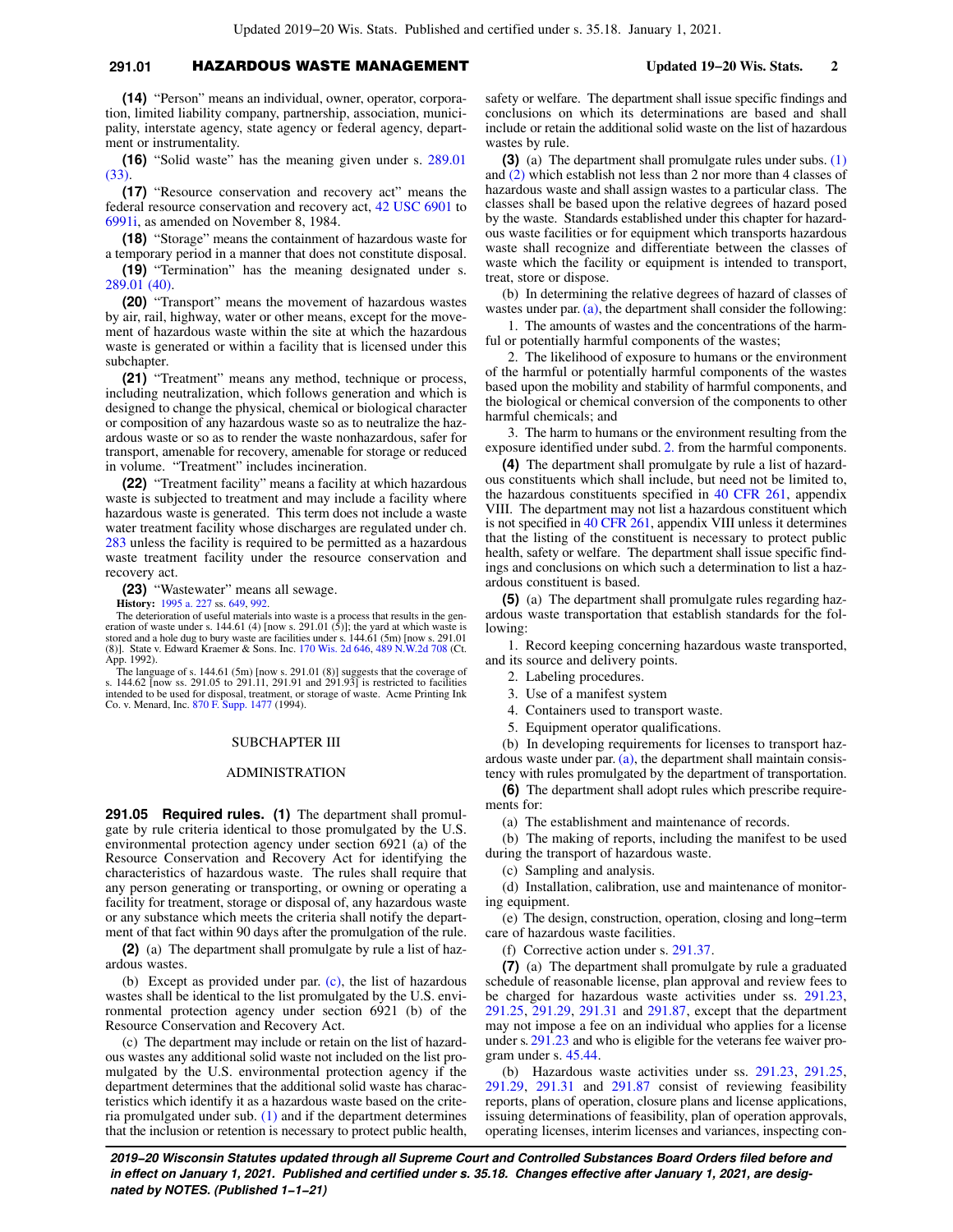**(14)** "Person" means an individual, owner, operator, corporation, limited liability company, partnership, association, municipality, interstate agency, state agency or federal agency, department or instrumentality.

**(16)** "Solid waste" has the meaning given under s. 289.01 (33).

**(17)** "Resource conservation and recovery act" means the federal resource conservation and recovery act, 42 USC 6901 to 6991i, as amended on November 8, 1984.

**(18)** "Storage" means the containment of hazardous waste for a temporary period in a manner that does not constitute disposal.

**(19)** "Termination" has the meaning designated under s. 289.01 (40).

**(20)** "Transport" means the movement of hazardous wastes by air, rail, highway, water or other means, except for the movement of hazardous waste within the site at which the hazardous waste is generated or within a facility that is licensed under this subchapter.

**(21)** "Treatment" means any method, technique or process, including neutralization, which follows generation and which is designed to change the physical, chemical or biological character or composition of any hazardous waste so as to neutralize the hazardous waste or so as to render the waste nonhazardous, safer for transport, amenable for recovery, amenable for storage or reduced in volume. "Treatment" includes incineration.

**(22)** "Treatment facility" means a facility at which hazardous waste is subjected to treatment and may include a facility where hazardous waste is generated. This term does not include a waste water treatment facility whose discharges are regulated under ch. 283 unless the facility is required to be permitted as a hazardous waste treatment facility under the resource conservation and recovery act.

**(23)** "Wastewater" means all sewage.

**History:** 1995 a. 227 ss. 649, 992.

The deterioration of useful materials into waste is a process that results in the generation of waste under s. 144.61 (4) [now s. 291.01 (5)]; the yard at which waste is stored and a hole dug to bury waste are facilities under s. 144.61 (5m) [now s. 291.01 (8)]. State v. Edward Kraemer & Sons. Inc. 170 Wis. 2d 646, 489 N.W.2d 708 (Ct. App. 1992).

The language of s. 144.61 (5m) [now s. 291.01 (8)] suggests that the coverage of s. 144.62 [now ss. 291.05 to 291.11, 291.91 and 291.93] is restricted to facilities intended to be used for disposal, treatment, or storage of waste. Acme Printing Ink Co. v. Menard, Inc. 870 F. Supp. 1477 (1994).

## SUBCHAPTER III

## ADMINISTRATION

**291.05 Required rules.** **(1)** The department shall promulgate by rule criteria identical to those promulgated by the U.S. environmental protection agency under section 6921 (a) of the Resource Conservation and Recovery Act for identifying the characteristics of hazardous waste. The rules shall require that any person generating or transporting, or owning or operating a facility for treatment, storage or disposal of, any hazardous waste or any substance which meets the criteria shall notify the department of that fact within 90 days after the promulgation of the rule.

**(2)** (a) The department shall promulgate by rule a list of hazardous wastes.

(b) Except as provided under par. (c), the list of hazardous wastes shall be identical to the list promulgated by the U.S. environmental protection agency under section 6921 (b) of the Resource Conservation and Recovery Act.

(c) The department may include or retain on the list of hazardous wastes any additional solid waste not included on the list promulgated by the U.S. environmental protection agency if the department determines that the additional solid waste has characteristics which identify it as a hazardous waste based on the criteria promulgated under sub. (1) and if the department determines that the inclusion or retention is necessary to protect public health, safety or welfare. The department shall issue specific findings and conclusions on which its determinations are based and shall include or retain the additional solid waste on the list of hazardous wastes by rule.

**(3)** (a) The department shall promulgate rules under subs. (1) and (2) which establish not less than 2 nor more than 4 classes of hazardous waste and shall assign wastes to a particular class. The classes shall be based upon the relative degrees of hazard posed by the waste. Standards established under this chapter for hazardous waste facilities or for equipment which transports hazardous waste shall recognize and differentiate between the classes of waste which the facility or equipment is intended to transport, treat, store or dispose.

(b) In determining the relative degrees of hazard of classes of wastes under par. (a), the department shall consider the following:

1. The amounts of wastes and the concentrations of the harmful or potentially harmful components of the wastes;

2. The likelihood of exposure to humans or the environment of the harmful or potentially harmful components of the wastes based upon the mobility and stability of harmful components, and the biological or chemical conversion of the components to other harmful chemicals; and

3. The harm to humans or the environment resulting from the exposure identified under subd. 2. from the harmful components.

**(4)** The department shall promulgate by rule a list of hazardous constituents which shall include, but need not be limited to, the hazardous constituents specified in 40 CFR 261, appendix VIII. The department may not list a hazardous constituent which is not specified in 40 CFR 261, appendix VIII unless it determines that the listing of the constituent is necessary to protect public health, safety or welfare. The department shall issue specific findings and conclusions on which such a determination to list a hazardous constituent is based.

**(5)** (a) The department shall promulgate rules regarding hazardous waste transportation that establish standards for the following:

1. Record keeping concerning hazardous waste transported, and its source and delivery points.

2. Labeling procedures.

3. Use of a manifest system

4. Containers used to transport waste.

5. Equipment operator qualifications.

(b) In developing requirements for licenses to transport hazardous waste under par. (a), the department shall maintain consistency with rules promulgated by the department of transportation.

**(6)** The department shall adopt rules which prescribe requirements for:

(a) The establishment and maintenance of records.

(b) The making of reports, including the manifest to be used during the transport of hazardous waste.

(c) Sampling and analysis.

(d) Installation, calibration, use and maintenance of monitoring equipment.

(e) The design, construction, operation, closing and long−term care of hazardous waste facilities.

(f) Corrective action under s. 291.37.

**(7)** (a) The department shall promulgate by rule a graduated schedule of reasonable license, plan approval and review fees to be charged for hazardous waste activities under ss. 291.23, 291.25, 291.29, 291.31 and 291.87, except that the department may not impose a fee on an individual who applies for a license under s. 291.23 and who is eligible for the veterans fee waiver program under s. 45.44.

(b) Hazardous waste activities under ss. 291.23, 291.25, 291.29, 291.31 and 291.87 consist of reviewing feasibility reports, plans of operation, closure plans and license applications, issuing determinations of feasibility, plan of operation approvals, operating licenses, interim licenses and variances, inspecting con-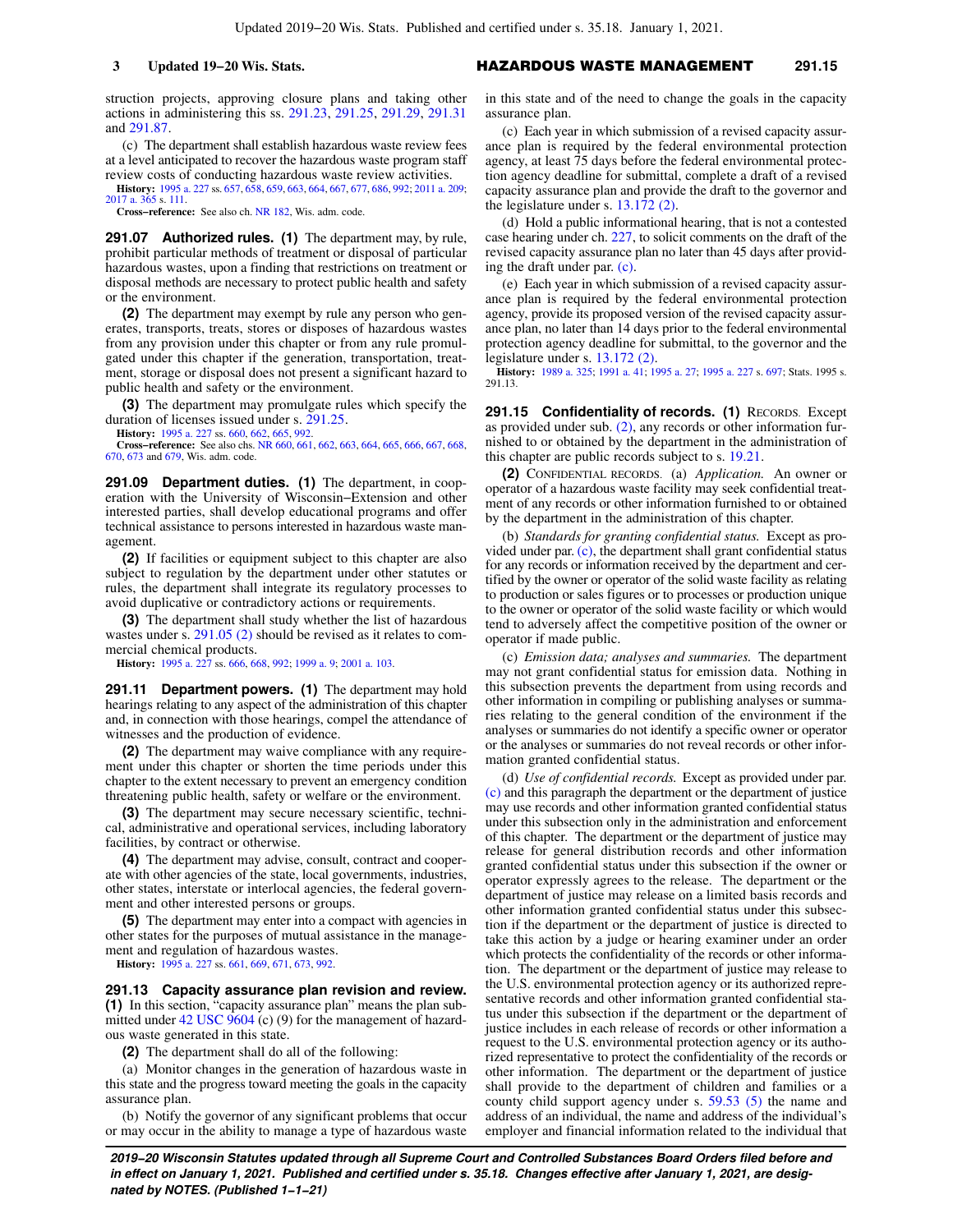struction projects, approving closure plans and taking other actions in administering this ss. 291.23, 291.25, 291.29, 291.31 and 291.87.

(c) The department shall establish hazardous waste review fees at a level anticipated to recover the hazardous waste program staff review costs of conducting hazardous waste review activities.

**History:** 1995 a. 227 ss. 657, 658, 659, 663, 664, 667, 677, 686, 992; 2011 a. 209; 2017 a. 365 s. 111.

**Cross−reference:** See also ch. NR 182, Wis. adm. code.

**291.07 Authorized rules. (1)** The department may, by rule, prohibit particular methods of treatment or disposal of particular hazardous wastes, upon a finding that restrictions on treatment or disposal methods are necessary to protect public health and safety or the environment.

**(2)** The department may exempt by rule any person who generates, transports, treats, stores or disposes of hazardous wastes from any provision under this chapter or from any rule promulgated under this chapter if the generation, transportation, treatment, storage or disposal does not present a significant hazard to public health and safety or the environment.

**(3)** The department may promulgate rules which specify the duration of licenses issued under s. 291.25.

**History:** 1995 a. 227 ss. 660, 662, 665, 992.

**Cross−reference:** See also chs. NR 660, 661, 662, 663, 664, 665, 666, 667, 668, 670, 673 and 679, Wis. adm. code.

**291.09 Department duties. (1)** The department, in cooperation with the University of Wisconsin−Extension and other interested parties, shall develop educational programs and offer technical assistance to persons interested in hazardous waste management.

**(2)** If facilities or equipment subject to this chapter are also subject to regulation by the department under other statutes or rules, the department shall integrate its regulatory processes to avoid duplicative or contradictory actions or requirements.

**(3)** The department shall study whether the list of hazardous wastes under s. 291.05 (2) should be revised as it relates to commercial chemical products.

**History:** 1995 a. 227 ss. 666, 668, 992; 1999 a. 9; 2001 a. 103.

**291.11 Department powers. (1)** The department may hold hearings relating to any aspect of the administration of this chapter and, in connection with those hearings, compel the attendance of witnesses and the production of evidence.

**(2)** The department may waive compliance with any requirement under this chapter or shorten the time periods under this chapter to the extent necessary to prevent an emergency condition threatening public health, safety or welfare or the environment.

**(3)** The department may secure necessary scientific, technical, administrative and operational services, including laboratory facilities, by contract or otherwise.

**(4)** The department may advise, consult, contract and cooperate with other agencies of the state, local governments, industries, other states, interstate or interlocal agencies, the federal government and other interested persons or groups.

**(5)** The department may enter into a compact with agencies in other states for the purposes of mutual assistance in the management and regulation of hazardous wastes.

**History:** 1995 a. 227 ss. 661, 669, 671, 673, 992.

**291.13 Capacity assurance plan revision and review. (1)** In this section, "capacity assurance plan" means the plan submitted under 42 USC 9604 (c) (9) for the management of hazardous waste generated in this state.

**(2)** The department shall do all of the following:

(a) Monitor changes in the generation of hazardous waste in this state and the progress toward meeting the goals in the capacity assurance plan.

(b) Notify the governor of any significant problems that occur or may occur in the ability to manage a type of hazardous waste in this state and of the need to change the goals in the capacity assurance plan.

(c) Each year in which submission of a revised capacity assurance plan is required by the federal environmental protection agency, at least 75 days before the federal environmental protection agency deadline for submittal, complete a draft of a revised capacity assurance plan and provide the draft to the governor and the legislature under s. 13.172 (2).

(d) Hold a public informational hearing, that is not a contested case hearing under ch. 227, to solicit comments on the draft of the revised capacity assurance plan no later than 45 days after providing the draft under par. (c).

(e) Each year in which submission of a revised capacity assurance plan is required by the federal environmental protection agency, provide its proposed version of the revised capacity assurance plan, no later than 14 days prior to the federal environmental protection agency deadline for submittal, to the governor and the legislature under s. 13.172 (2).

**History:** 1989 a. 325; 1991 a. 41; 1995 a. 27; 1995 a. 227 s. 697; Stats. 1995 s. 291.13.

**291.15 Confidentiality of records. (1)** RECORDS. Except as provided under sub. (2), any records or other information furnished to or obtained by the department in the administration of this chapter are public records subject to s. 19.21.

**(2)** CONFIDENTIAL RECORDS. (a) *Application.* An owner or operator of a hazardous waste facility may seek confidential treatment of any records or other information furnished to or obtained by the department in the administration of this chapter.

(b) *Standards for granting confidential status.* Except as provided under par. (c), the department shall grant confidential status for any records or information received by the department and certified by the owner or operator of the solid waste facility as relating to production or sales figures or to processes or production unique to the owner or operator of the solid waste facility or which would tend to adversely affect the competitive position of the owner or operator if made public.

(c) *Emission data; analyses and summaries.* The department may not grant confidential status for emission data. Nothing in this subsection prevents the department from using records and other information in compiling or publishing analyses or summaries relating to the general condition of the environment if the analyses or summaries do not identify a specific owner or operator or the analyses or summaries do not reveal records or other information granted confidential status.

(d) *Use of confidential records.* Except as provided under par. (c) and this paragraph the department or the department of justice may use records and other information granted confidential status under this subsection only in the administration and enforcement of this chapter. The department or the department of justice may release for general distribution records and other information granted confidential status under this subsection if the owner or operator expressly agrees to the release. The department or the department of justice may release on a limited basis records and other information granted confidential status under this subsection if the department or the department of justice is directed to take this action by a judge or hearing examiner under an order which protects the confidentiality of the records or other information. The department or the department of justice may release to the U.S. environmental protection agency or its authorized representative records and other information granted confidential status under this subsection if the department or the department of justice includes in each release of records or other information a request to the U.S. environmental protection agency or its authorized representative to protect the confidentiality of the records or other information. The department or the department of justice shall provide to the department of children and families or a county child support agency under s. 59.53 (5) the name and address of an individual, the name and address of the individual's employer and financial information related to the individual that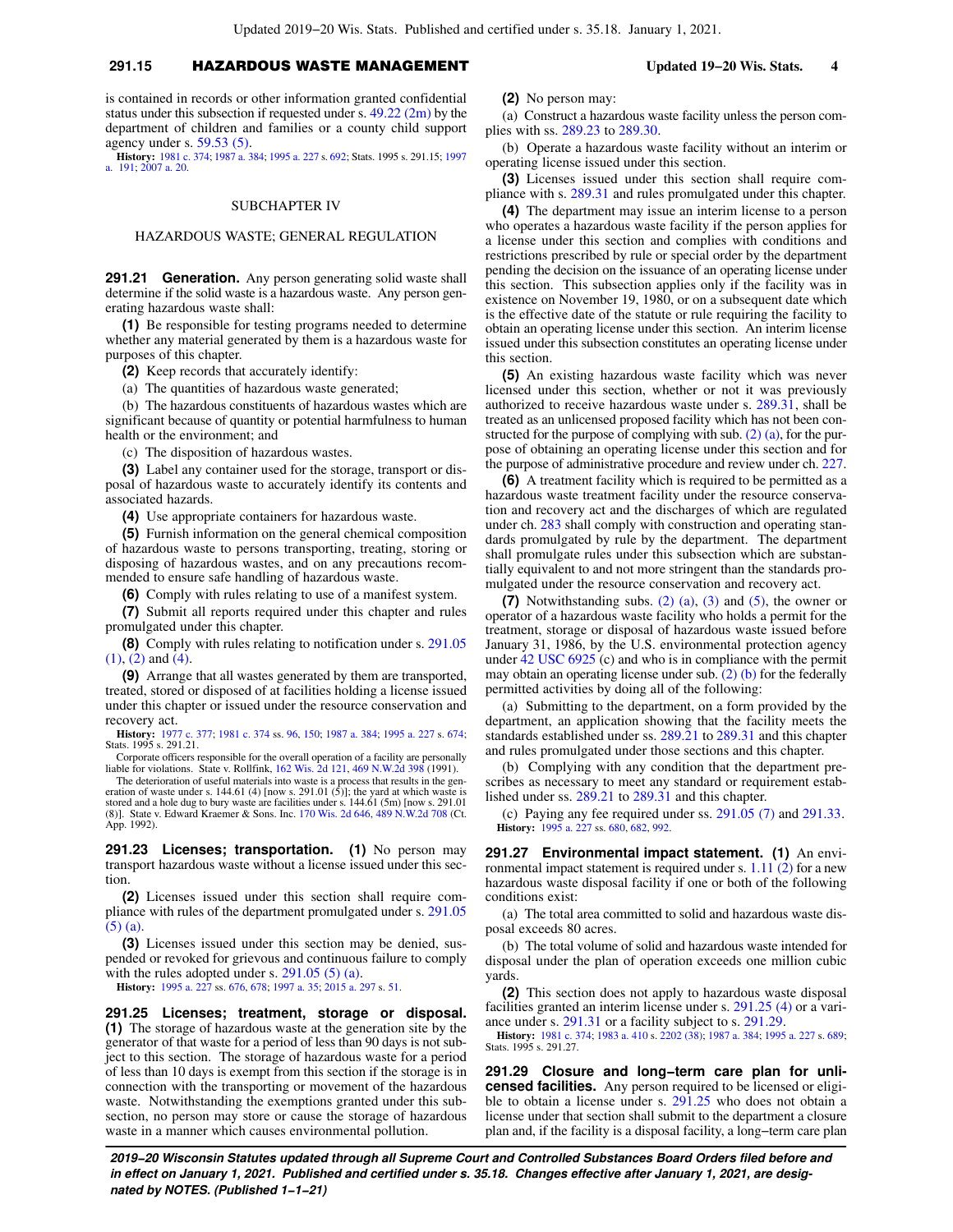is contained in records or other information granted confidential status under this subsection if requested under s. 49.22 (2m) by the department of children and families or a county child support agency under s. 59.53 (5).

**History:** 1981 c. 374; 1987 a. 384; 1995 a. 227 s. 692; Stats. 1995 s. 291.15; 1997 a. 191; 2007 a. 20.

## SUBCHAPTER IV

## HAZARDOUS WASTE; GENERAL REGULATION

**291.21 Generation.** Any person generating solid waste shall determine if the solid waste is a hazardous waste. Any person generating hazardous waste shall:

**(1)** Be responsible for testing programs needed to determine whether any material generated by them is a hazardous waste for purposes of this chapter.

**(2)** Keep records that accurately identify:

(a) The quantities of hazardous waste generated;

(b) The hazardous constituents of hazardous wastes which are significant because of quantity or potential harmfulness to human health or the environment; and

(c) The disposition of hazardous wastes.

**(3)** Label any container used for the storage, transport or disposal of hazardous waste to accurately identify its contents and associated hazards.

**(4)** Use appropriate containers for hazardous waste.

**(5)** Furnish information on the general chemical composition of hazardous waste to persons transporting, treating, storing or disposing of hazardous wastes, and on any precautions recommended to ensure safe handling of hazardous waste.

**(6)** Comply with rules relating to use of a manifest system.

**(7)** Submit all reports required under this chapter and rules promulgated under this chapter.

**(8)** Comply with rules relating to notification under s. 291.05 (1), (2) and (4).

**(9)** Arrange that all wastes generated by them are transported, treated, stored or disposed of at facilities holding a license issued under this chapter or issued under the resource conservation and recovery act.

**History:** 1977 c. 377; 1981 c. 374 ss. 96, 150; 1987 a. 384; 1995 a. 227 s. 674; Stats. 1995 s. 291.21.

Corporate officers responsible for the overall operation of a facility are personally liable for violations. State v. Rollfink, 162 Wis. 2d 121, 469 N.W.2d 398 (1991).

The deterioration of useful materials into waste is a process that results in the generation of waste under s. 144.61 (4) [now s. 291.01 (5)]; the yard at which waste is stored and a hole dug to bury waste are facilities under s. 144.61 (5m) [now s. 291.01 (8)]. State v. Edward Kraemer & Sons. Inc. 170 Wis. 2d 646, 489 N.W.2d 708 (Ct. App. 1992).

**291.23 Licenses; transportation. (1)** No person may transport hazardous waste without a license issued under this section.

**(2)** Licenses issued under this section shall require compliance with rules of the department promulgated under s. 291.05 (5) (a).

**(3)** Licenses issued under this section may be denied, suspended or revoked for grievous and continuous failure to comply with the rules adopted under s. 291.05 (5) (a).

**History:** 1995 a. 227 ss. 676, 678; 1997 a. 35; 2015 a. 297 s. 51.

**291.25 Licenses; treatment, storage or disposal. (1)** The storage of hazardous waste at the generation site by the generator of that waste for a period of less than 90 days is not subject to this section. The storage of hazardous waste for a period of less than 10 days is exempt from this section if the storage is in connection with the transporting or movement of the hazardous waste. Notwithstanding the exemptions granted under this subsection, no person may store or cause the storage of hazardous waste in a manner which causes environmental pollution.

**(2)** No person may:

(a) Construct a hazardous waste facility unless the person complies with ss. 289.23 to 289.30.

(b) Operate a hazardous waste facility without an interim or operating license issued under this section.

**(3)** Licenses issued under this section shall require compliance with s. 289.31 and rules promulgated under this chapter.

**(4)** The department may issue an interim license to a person who operates a hazardous waste facility if the person applies for a license under this section and complies with conditions and restrictions prescribed by rule or special order by the department pending the decision on the issuance of an operating license under this section. This subsection applies only if the facility was in existence on November 19, 1980, or on a subsequent date which is the effective date of the statute or rule requiring the facility to obtain an operating license under this section. An interim license issued under this subsection constitutes an operating license under this section.

**(5)** An existing hazardous waste facility which was never licensed under this section, whether or not it was previously authorized to receive hazardous waste under s. 289.31, shall be treated as an unlicensed proposed facility which has not been constructed for the purpose of complying with sub. (2) (a), for the purpose of obtaining an operating license under this section and for the purpose of administrative procedure and review under ch. 227.

**(6)** A treatment facility which is required to be permitted as a hazardous waste treatment facility under the resource conservation and recovery act and the discharges of which are regulated under ch. 283 shall comply with construction and operating standards promulgated by rule by the department. The department shall promulgate rules under this subsection which are substantially equivalent to and not more stringent than the standards promulgated under the resource conservation and recovery act.

**(7)** Notwithstanding subs. (2) (a), (3) and (5), the owner or operator of a hazardous waste facility who holds a permit for the treatment, storage or disposal of hazardous waste issued before January 31, 1986, by the U.S. environmental protection agency under 42 USC 6925 (c) and who is in compliance with the permit may obtain an operating license under sub. (2) (b) for the federally permitted activities by doing all of the following:

(a) Submitting to the department, on a form provided by the department, an application showing that the facility meets the standards established under ss. 289.21 to 289.31 and this chapter and rules promulgated under those sections and this chapter.

(b) Complying with any condition that the department prescribes as necessary to meet any standard or requirement established under ss. 289.21 to 289.31 and this chapter.

(c) Paying any fee required under ss. 291.05 (7) and 291.33.

**History:** 1995 a. 227 ss. 680, 682, 992.

**291.27 Environmental impact statement. (1)** An environmental impact statement is required under s. 1.11 (2) for a new hazardous waste disposal facility if one or both of the following conditions exist:

(a) The total area committed to solid and hazardous waste disposal exceeds 80 acres.

(b) The total volume of solid and hazardous waste intended for disposal under the plan of operation exceeds one million cubic yards.

**(2)** This section does not apply to hazardous waste disposal facilities granted an interim license under s. 291.25 (4) or a variance under s. 291.31 or a facility subject to s. 291.29.

**History:** 1981 c. 374; 1983 a. 410 s. 2202 (38); 1987 a. 384; 1995 a. 227 s. 689; Stats. 1995 s. 291.27.

**291.29 Closure and long–term care plan for unlicensed facilities.** Any person required to be licensed or eligible to obtain a license under s. 291.25 who does not obtain a license under that section shall submit to the department a closure plan and, if the facility is a disposal facility, a long–term care plan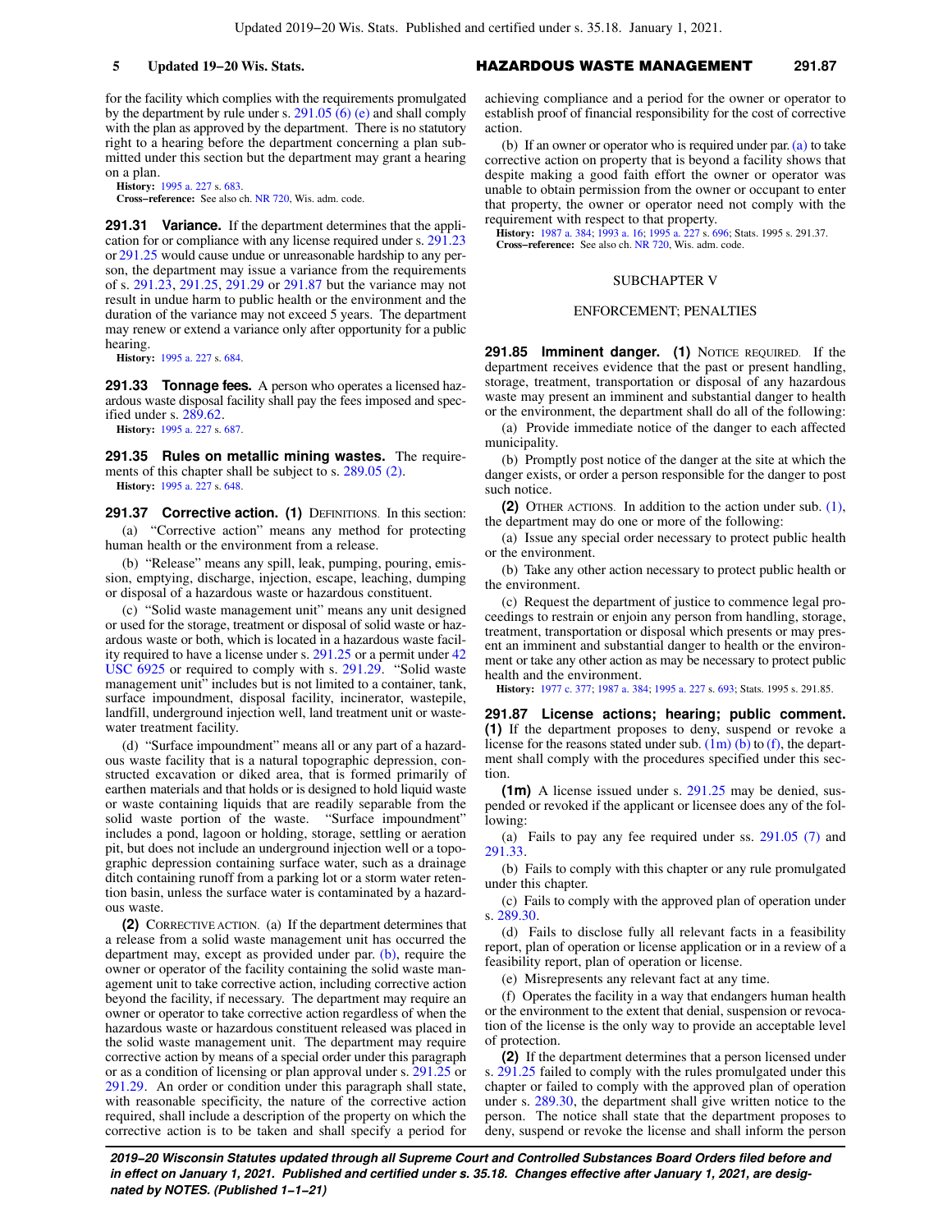for the facility which complies with the requirements promulgated by the department by rule under s. 291.05 (6) (e) and shall comply with the plan as approved by the department. There is no statutory right to a hearing before the department concerning a plan submitted under this section but the department may grant a hearing on a plan.

**History:** 1995 a. 227 s. 683.

**Cross-reference:** See also ch. NR 720, Wis. adm. code.

**291.31 Variance.** If the department determines that the application for or compliance with any license required under s. 291.23 or 291.25 would cause undue or unreasonable hardship to any person, the department may issue a variance from the requirements of s. 291.23, 291.25, 291.29 or 291.87 but the variance may not result in undue harm to public health or the environment and the duration of the variance may not exceed 5 years. The department may renew or extend a variance only after opportunity for a public hearing.

**History:** 1995 a. 227 s. 684.

**291.33 Tonnage fees.** A person who operates a licensed hazardous waste disposal facility shall pay the fees imposed and specified under s. 289.62.

**History:** 1995 a. 227 s. 687.

**291.35 Rules on metallic mining wastes.** The requirements of this chapter shall be subject to s. 289.05 (2).

**History:** 1995 a. 227 s. 648.

**291.37 Corrective action. (1)** DEFINITIONS. In this section:

(a) "Corrective action" means any method for protecting human health or the environment from a release.

(b) "Release" means any spill, leak, pumping, pouring, emission, emptying, discharge, injection, escape, leaching, dumping or disposal of a hazardous waste or hazardous constituent.

(c) "Solid waste management unit" means any unit designed or used for the storage, treatment or disposal of solid waste or hazardous waste or both, which is located in a hazardous waste facility required to have a license under s. 291.25 or a permit under 42 USC 6925 or required to comply with s. 291.29. "Solid waste management unit" includes but is not limited to a container, tank, surface impoundment, disposal facility, incinerator, wastepile, landfill, underground injection well, land treatment unit or wastewater treatment facility.

(d) "Surface impoundment" means all or any part of a hazardous waste facility that is a natural topographic depression, constructed excavation or diked area, that is formed primarily of earthen materials and that holds or is designed to hold liquid waste or waste containing liquids that are readily separable from the solid waste portion of the waste. "Surface impoundment" includes a pond, lagoon or holding, storage, settling or aeration pit, but does not include an underground injection well or a topographic depression containing surface water, such as a drainage ditch containing runoff from a parking lot or a storm water retention basin, unless the surface water is contaminated by a hazardous waste.

**(2)** CORRECTIVE ACTION. (a) If the department determines that a release from a solid waste management unit has occurred the department may, except as provided under par. (b), require the owner or operator of the facility containing the solid waste management unit to take corrective action, including corrective action beyond the facility, if necessary. The department may require an owner or operator to take corrective action regardless of when the hazardous waste or hazardous constituent released was placed in the solid waste management unit. The department may require corrective action by means of a special order under this paragraph or as a condition of licensing or plan approval under s. 291.25 or 291.29. An order or condition under this paragraph shall state, with reasonable specificity, the nature of the corrective action required, shall include a description of the property on which the corrective action is to be taken and shall specify a period for achieving compliance and a period for the owner or operator to establish proof of financial responsibility for the cost of corrective action.

(b) If an owner or operator who is required under par. (a) to take corrective action on property that is beyond a facility shows that despite making a good faith effort the owner or operator was unable to obtain permission from the owner or occupant to enter that property, the owner or operator need not comply with the requirement with respect to that property.

**History:** 1987 a. 384; 1993 a. 16; 1995 a. 227 s. 696; Stats. 1995 s. 291.37.

**Cross-reference:** See also ch. NR 720, Wis. adm. code.

## SUBCHAPTER V

## ENFORCEMENT; PENALTIES

**291.85 Imminent danger. (1)** NOTICE REQUIRED. If the department receives evidence that the past or present handling, storage, treatment, transportation or disposal of any hazardous waste may present an imminent and substantial danger to health or the environment, the department shall do all of the following:

(a) Provide immediate notice of the danger to each affected municipality.

(b) Promptly post notice of the danger at the site at which the danger exists, or order a person responsible for the danger to post such notice.

**(2)** OTHER ACTIONS. In addition to the action under sub. (1), the department may do one or more of the following:

(a) Issue any special order necessary to protect public health or the environment.

(b) Take any other action necessary to protect public health or the environment.

(c) Request the department of justice to commence legal proceedings to restrain or enjoin any person from handling, storage, treatment, transportation or disposal which presents or may present an imminent and substantial danger to health or the environment or take any other action as may be necessary to protect public health and the environment.

**History:** 1977 c. 377; 1987 a. 384; 1995 a. 227 s. 693; Stats. 1995 s. 291.85.

**291.87 License actions; hearing; public comment. (1)** If the department proposes to deny, suspend or revoke a license for the reasons stated under sub. (1m) (b) to (f), the department shall comply with the procedures specified under this section.

**(1m)** A license issued under s. 291.25 may be denied, suspended or revoked if the applicant or licensee does any of the following:

(a) Fails to pay any fee required under ss. 291.05 (7) and 291.33.

(b) Fails to comply with this chapter or any rule promulgated under this chapter.

(c) Fails to comply with the approved plan of operation under s. 289.30.

(d) Fails to disclose fully all relevant facts in a feasibility report, plan of operation or license application or in a review of a feasibility report, plan of operation or license.

(e) Misrepresents any relevant fact at any time.

(f) Operates the facility in a way that endangers human health or the environment to the extent that denial, suspension or revocation of the license is the only way to provide an acceptable level of protection.

**(2)** If the department determines that a person licensed under s. 291.25 failed to comply with the rules promulgated under this chapter or failed to comply with the approved plan of operation under s. 289.30, the department shall give written notice to the person. The notice shall state that the department proposes to deny, suspend or revoke the license and shall inform the person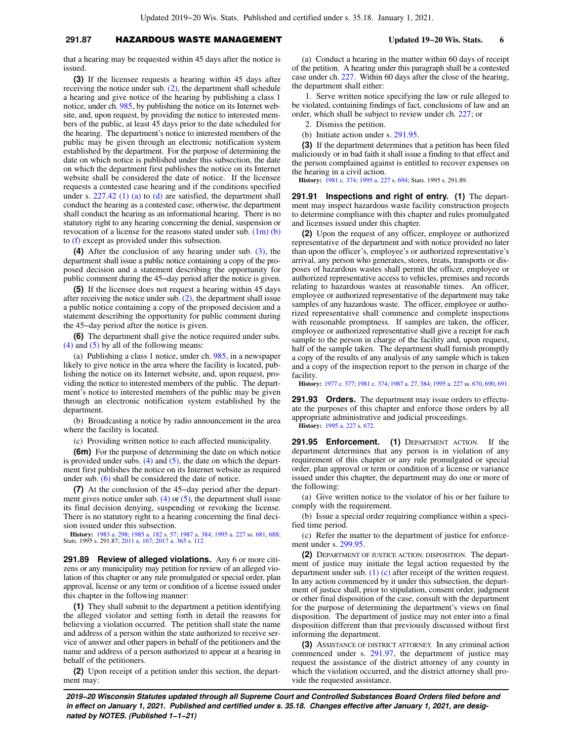that a hearing may be requested within 45 days after the notice is issued.

**(3)** If the licensee requests a hearing within 45 days after receiving the notice under sub. (2), the department shall schedule a hearing and give notice of the hearing by publishing a class 1 notice, under ch. 985, by publishing the notice on its Internet website, and, upon request, by providing the notice to interested members of the public, at least 45 days prior to the date scheduled for the hearing. The department's notice to interested members of the public may be given through an electronic notification system established by the department. For the purpose of determining the date on which notice is published under this subsection, the date on which the department first publishes the notice on its Internet website shall be considered the date of notice. If the licensee requests a contested case hearing and if the conditions specified under s. 227.42 (1) (a) to (d) are satisfied, the department shall conduct the hearing as a contested case; otherwise, the department shall conduct the hearing as an informational hearing. There is no statutory right to any hearing concerning the denial, suspension or revocation of a license for the reasons stated under sub. (1m) (b) to (f) except as provided under this subsection.

**(4)** After the conclusion of any hearing under sub. (3), the department shall issue a public notice containing a copy of the proposed decision and a statement describing the opportunity for public comment during the 45−day period after the notice is given.

**(5)** If the licensee does not request a hearing within 45 days after receiving the notice under sub. (2), the department shall issue a public notice containing a copy of the proposed decision and a statement describing the opportunity for public comment during the 45−day period after the notice is given.

**(6)** The department shall give the notice required under subs. (4) and (5) by all of the following means:

(a) Publishing a class 1 notice, under ch. 985, in a newspaper likely to give notice in the area where the facility is located, publishing the notice on its Internet website, and, upon request, providing the notice to interested members of the public. The department's notice to interested members of the public may be given through an electronic notification system established by the department.

(b) Broadcasting a notice by radio announcement in the area where the facility is located.

(c) Providing written notice to each affected municipality.

**(6m)** For the purpose of determining the date on which notice is provided under subs. (4) and (5), the date on which the department first publishes the notice on its Internet website as required under sub. (6) shall be considered the date of notice.

**(7)** At the conclusion of the 45−day period after the department gives notice under sub. (4) or (5), the department shall issue its final decision denying, suspending or revoking the license. There is no statutory right to a hearing concerning the final decision issued under this subsection.

**History:** 1983 a. 298; 1985 a. 182 s. 57; 1987 a. 384; 1995 a. 227 ss. 681, 688; Stats. 1995 s. 291.87; 2011 a. 167; 2017 a. 365 s. 112.

**291.89 Review of alleged violations.** Any 6 or more citizens or any municipality may petition for review of an alleged violation of this chapter or any rule promulgated or special order, plan approval, license or any term or condition of a license issued under this chapter in the following manner:

**(1)** They shall submit to the department a petition identifying the alleged violator and setting forth in detail the reasons for believing a violation occurred. The petition shall state the name and address of a person within the state authorized to receive service of answer and other papers in behalf of the petitioners and the name and address of a person authorized to appear at a hearing in behalf of the petitioners.

**(2)** Upon receipt of a petition under this section, the department may:

(a) Conduct a hearing in the matter within 60 days of receipt of the petition. A hearing under this paragraph shall be a contested case under ch. 227. Within 60 days after the close of the hearing, the department shall either:

1. Serve written notice specifying the law or rule alleged to be violated, containing findings of fact, conclusions of law and an order, which shall be subject to review under ch. 227; or

2. Dismiss the petition.

(b) Initiate action under s. 291.95.

**(3)** If the department determines that a petition has been filed maliciously or in bad faith it shall issue a finding to that effect and the person complained against is entitled to recover expenses on the hearing in a civil action.

**History:** 1981 c. 374; 1995 a. 227 s. 694; Stats. 1995 s. 291.89.

**291.91 Inspections and right of entry. (1)** The department may inspect hazardous waste facility construction projects to determine compliance with this chapter and rules promulgated and licenses issued under this chapter.

**(2)** Upon the request of any officer, employee or authorized representative of the department and with notice provided no later than upon the officer's, employee's or authorized representative's arrival, any person who generates, stores, treats, transports or disposes of hazardous wastes shall permit the officer, employee or authorized representative access to vehicles, premises and records relating to hazardous wastes at reasonable times. An officer, employee or authorized representative of the department may take samples of any hazardous waste. The officer, employee or authorized representative shall commence and complete inspections with reasonable promptness. If samples are taken, the officer, employee or authorized representative shall give a receipt for each sample to the person in charge of the facility and, upon request, half of the sample taken. The department shall furnish promptly a copy of the results of any analysis of any sample which is taken and a copy of the inspection report to the person in charge of the facility.

**History:** 1977 c. 377; 1981 c. 374; 1987 a. 27, 384; 1995 a. 227 ss. 670, 690, 691.

**291.93 Orders.** The department may issue orders to effectuate the purposes of this chapter and enforce those orders by all appropriate administrative and judicial proceedings.

**History:** 1995 a. 227 s. 672.

**291.95 Enforcement. (1)** DEPARTMENT ACTION. If the department determines that any person is in violation of any requirement of this chapter or any rule promulgated or special order, plan approval or term or condition of a license or variance issued under this chapter, the department may do one or more of the following:

(a) Give written notice to the violator of his or her failure to comply with the requirement.

(b) Issue a special order requiring compliance within a specified time period.

(c) Refer the matter to the department of justice for enforcement under s. 299.95.

**(2)** DEPARTMENT OF JUSTICE ACTION; DISPOSITION. The department of justice may initiate the legal action requested by the department under sub. (1) (c) after receipt of the written request. In any action commenced by it under this subsection, the department of justice shall, prior to stipulation, consent order, judgment or other final disposition of the case, consult with the department for the purpose of determining the department's views on final disposition. The department of justice may not enter into a final disposition different than that previously discussed without first informing the department.

**(3)** ASSISTANCE OF DISTRICT ATTORNEY. In any criminal action commenced under s. 291.97, the department of justice may request the assistance of the district attorney of any county in which the violation occurred, and the district attorney shall provide the requested assistance.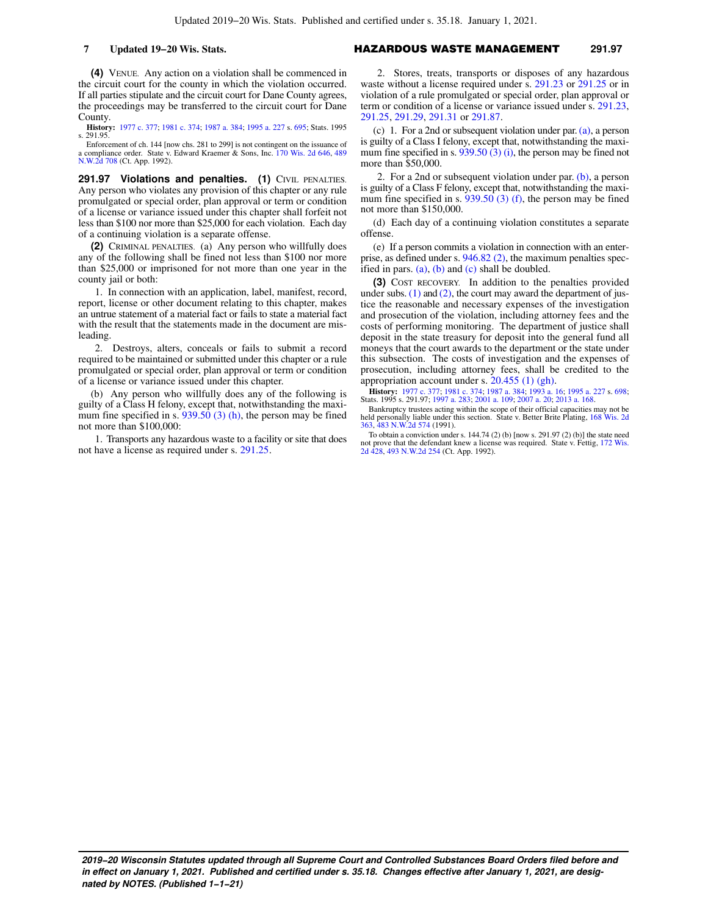**(4)** VENUE. Any action on a violation shall be commenced in the circuit court for the county in which the violation occurred. If all parties stipulate and the circuit court for Dane County agrees, the proceedings may be transferred to the circuit court for Dane County.

**History:** 1977 c. 377; 1981 c. 374; 1987 a. 384; 1995 a. 227 s. 695; Stats. 1995 s. 291.95.

Enforcement of ch. 144 [now chs. 281 to 299] is not contingent on the issuance of a compliance order. State v. Edward Kraemer & Sons, Inc. 170 Wis. 2d 646, 489 N.W.2d 708 (Ct. App. 1992).

**291.97 Violations and penalties. (1)** CIVIL PENALTIES. Any person who violates any provision of this chapter or any rule promulgated or special order, plan approval or term or condition of a license or variance issued under this chapter shall forfeit not less than $100 nor more than $25,000 for each violation. Each day of a continuing violation is a separate offense.

**(2)** CRIMINAL PENALTIES. (a) Any person who willfully does any of the following shall be fined not less than $100 nor more than $25,000 or imprisoned for not more than one year in the county jail or both:

1. In connection with an application, label, manifest, record, report, license or other document relating to this chapter, makes an untrue statement of a material fact or fails to state a material fact with the result that the statements made in the document are misleading.

2. Destroys, alters, conceals or fails to submit a record required to be maintained or submitted under this chapter or a rule promulgated or special order, plan approval or term or condition of a license or variance issued under this chapter.

(b) Any person who willfully does any of the following is guilty of a Class H felony, except that, notwithstanding the maximum fine specified in s. 939.50 (3) (h), the person may be fined not more than $100,000:

1. Transports any hazardous waste to a facility or site that does not have a license as required under s. 291.25.

2. Stores, treats, transports or disposes of any hazardous waste without a license required under s. 291.23 or 291.25 or in violation of a rule promulgated or special order, plan approval or term or condition of a license or variance issued under s. 291.23, 291.25, 291.29, 291.31 or 291.87.

(c) 1. For a 2nd or subsequent violation under par. (a), a person is guilty of a Class I felony, except that, notwithstanding the maximum fine specified in s. 939.50 (3) (i), the person may be fined not more than $50,000.

2. For a 2nd or subsequent violation under par. (b), a person is guilty of a Class F felony, except that, notwithstanding the maximum fine specified in s. 939.50 (3) (f), the person may be fined not more than $150,000.

(d) Each day of a continuing violation constitutes a separate offense.

(e) If a person commits a violation in connection with an enterprise, as defined under s. 946.82 (2), the maximum penalties specified in pars. (a), (b) and (c) shall be doubled.

**(3)** COST RECOVERY. In addition to the penalties provided under subs. (1) and (2), the court may award the department of justice the reasonable and necessary expenses of the investigation and prosecution of the violation, including attorney fees and the costs of performing monitoring. The department of justice shall deposit in the state treasury for deposit into the general fund all moneys that the court awards to the department or the state under this subsection. The costs of investigation and the expenses of prosecution, including attorney fees, shall be credited to the appropriation account under s. 20.455 (1) (gh).

**History:** 1977 c. 377; 1981 c. 374; 1987 a. 384; 1993 a. 16; 1995 a. 227 s. 698; Stats. 1995 s. 291.97; 1997 a. 283; 2001 a. 109; 2007 a. 20; 2013 a. 168.

Bankruptcy trustees acting within the scope of their official capacities may not be held personally liable under this section. State v. Better Brite Plating, 168 Wis. 2d 363, 483 N.W.2d 574 (1991).

To obtain a conviction under s. 144.74 (2) (b) [now s. 291.97 (2) (b)] the state need not prove that the defendant knew a license was required. State v. Fettig, 172 Wis. 2d 428, 493 N.W.2d 254 (Ct. App. 1992).